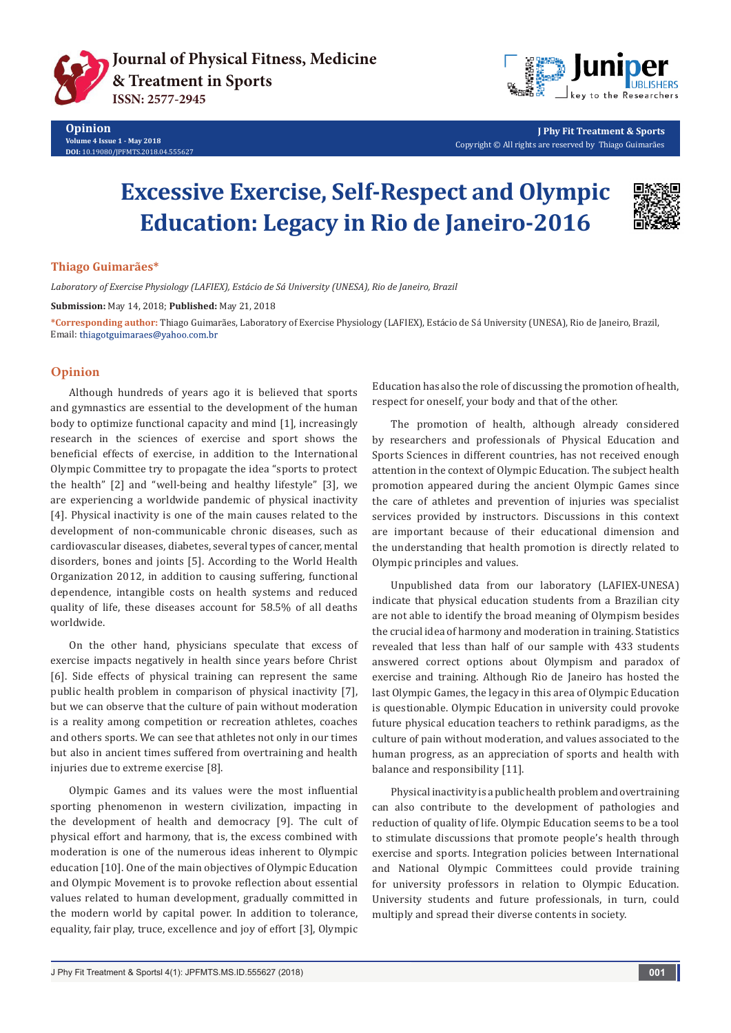Opinion
Volume 4 Issue 1 - May 2018
DOI: 10.19080/JPFMTS.2018.04.555627

J Phy Fit Treatment & Sports
Copyright © All rights are reserved by Thiago Guimarães

# Excessive Exercise, Self-Respect and Olympic Education: Legacy in Rio de Janeiro-2016

**Thiago Guimarães***

*Laboratory of Exercise Physiology (LAFIEX), Estácio de Sá University (UNESA), Rio de Janeiro, Brazil*

**Submission:** May 14, 2018; **Published:** May 21, 2018

***Corresponding author:** Thiago Guimarães, Laboratory of Exercise Physiology (LAFIEX), Estácio de Sá University (UNESA), Rio de Janeiro, Brazil, Email: thiagotguimaraes@yahoo.com.br

## Opinion

Although hundreds of years ago it is believed that sports and gymnastics are essential to the development of the human body to optimize functional capacity and mind [1], increasingly research in the sciences of exercise and sport shows the beneficial effects of exercise, in addition to the International Olympic Committee try to propagate the idea "sports to protect the health" [2] and "well-being and healthy lifestyle" [3], we are experiencing a worldwide pandemic of physical inactivity [4]. Physical inactivity is one of the main causes related to the development of non-communicable chronic diseases, such as cardiovascular diseases, diabetes, several types of cancer, mental disorders, bones and joints [5]. According to the World Health Organization 2012, in addition to causing suffering, functional dependence, intangible costs on health systems and reduced quality of life, these diseases account for 58.5% of all deaths worldwide.

On the other hand, physicians speculate that excess of exercise impacts negatively in health since years before Christ [6]. Side effects of physical training can represent the same public health problem in comparison of physical inactivity [7], but we can observe that the culture of pain without moderation is a reality among competition or recreation athletes, coaches and others sports. We can see that athletes not only in our times but also in ancient times suffered from overtraining and health injuries due to extreme exercise [8].

Olympic Games and its values were the most influential sporting phenomenon in western civilization, impacting in the development of health and democracy [9]. The cult of physical effort and harmony, that is, the excess combined with moderation is one of the numerous ideas inherent to Olympic education [10]. One of the main objectives of Olympic Education and Olympic Movement is to provoke reflection about essential values related to human development, gradually committed in the modern world by capital power. In addition to tolerance, equality, fair play, truce, excellence and joy of effort [3], Olympic Education has also the role of discussing the promotion of health, respect for oneself, your body and that of the other.

The promotion of health, although already considered by researchers and professionals of Physical Education and Sports Sciences in different countries, has not received enough attention in the context of Olympic Education. The subject health promotion appeared during the ancient Olympic Games since the care of athletes and prevention of injuries was specialist services provided by instructors. Discussions in this context are important because of their educational dimension and the understanding that health promotion is directly related to Olympic principles and values.

Unpublished data from our laboratory (LAFIEX-UNESA) indicate that physical education students from a Brazilian city are not able to identify the broad meaning of Olympism besides the crucial idea of harmony and moderation in training. Statistics revealed that less than half of our sample with 433 students answered correct options about Olympism and paradox of exercise and training. Although Rio de Janeiro has hosted the last Olympic Games, the legacy in this area of Olympic Education is questionable. Olympic Education in university could provoke future physical education teachers to rethink paradigms, as the culture of pain without moderation, and values associated to the human progress, as an appreciation of sports and health with balance and responsibility [11].

Physical inactivity is a public health problem and overtraining can also contribute to the development of pathologies and reduction of quality of life. Olympic Education seems to be a tool to stimulate discussions that promote people's health through exercise and sports. Integration policies between International and National Olympic Committees could provide training for university professors in relation to Olympic Education. University students and future professionals, in turn, could multiply and spread their diverse contents in society.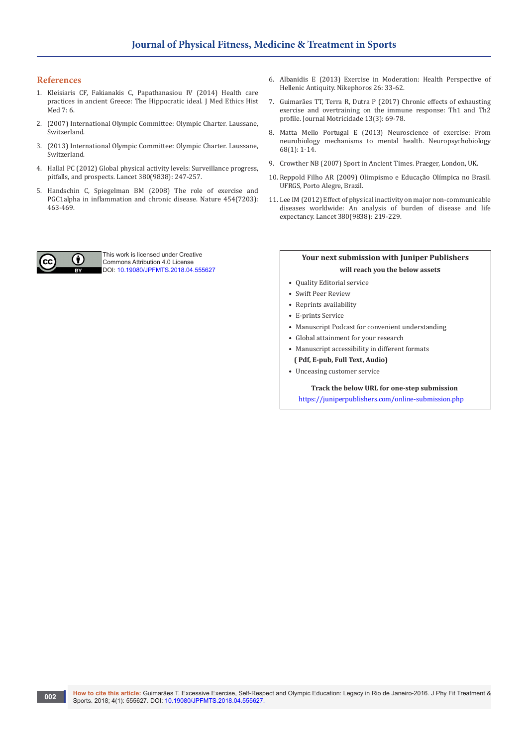## References

1. Kleisiaris CF, Fakianakis C, Papathanasiou IV (2014) Health care practices in ancient Greece: The Hippocratic ideal. J Med Ethics Hist Med 7: 6.
2. (2007) International Olympic Committee: Olympic Charter. Lausanne, Switzerland.
3. (2013) International Olympic Committee: Olympic Charter. Lausanne, Switzerland.
4. Hallal PC (2012) Global physical activity levels: Surveillance progress, pitfalls, and prospects. Lancet 380(9838): 247-257.
5. Handschin C, Spiegelman BM (2008) The role of exercise and PGC1alpha in inflammation and chronic disease. Nature 454(7203): 463-469.
6. Albanidis E (2013) Exercise in Moderation: Health Perspective of Hellenic Antiquity. Nikephoros 26: 33-62.
7. Guimarães TT, Terra R, Dutra P (2017) Chronic effects of exhausting exercise and overtraining on the immune response: Th1 and Th2 profile. Journal Motricidade 13(3): 69-78.
8. Matta Mello Portugal E (2013) Neuroscience of exercise: From neurobiology mechanisms to mental health. Neuropsychobiology 68(1): 1-14.
9. Crowther NB (2007) Sport in Ancient Times. Praeger, London, UK.
10. Reppold Filho AR (2009) Olimpismo e Educação Olímpica no Brasil. UFRGS, Porto Alegre, Brazil.
11. Lee IM (2012) Effect of physical inactivity on major non-communicable diseases worldwide: An analysis of burden of disease and life expectancy. Lancet 380(9838): 219-229.

This work is licensed under Creative Commons Attribution 4.0 License
DOI: 10.19080/JPFMTS.2018.04.555627

**Your next submission with Juniper Publishers**
**will reach you the below assets**

- Quality Editorial service
- Swift Peer Review
- Reprints availability
- E-prints Service
- Manuscript Podcast for convenient understanding
- Global attainment for your research
- Manuscript accessibility in different formats

**( Pdf, E-pub, Full Text, Audio)**

- Unceasing customer service

**Track the below URL for one-step submission**
https://juniperpublishers.com/online-submission.php